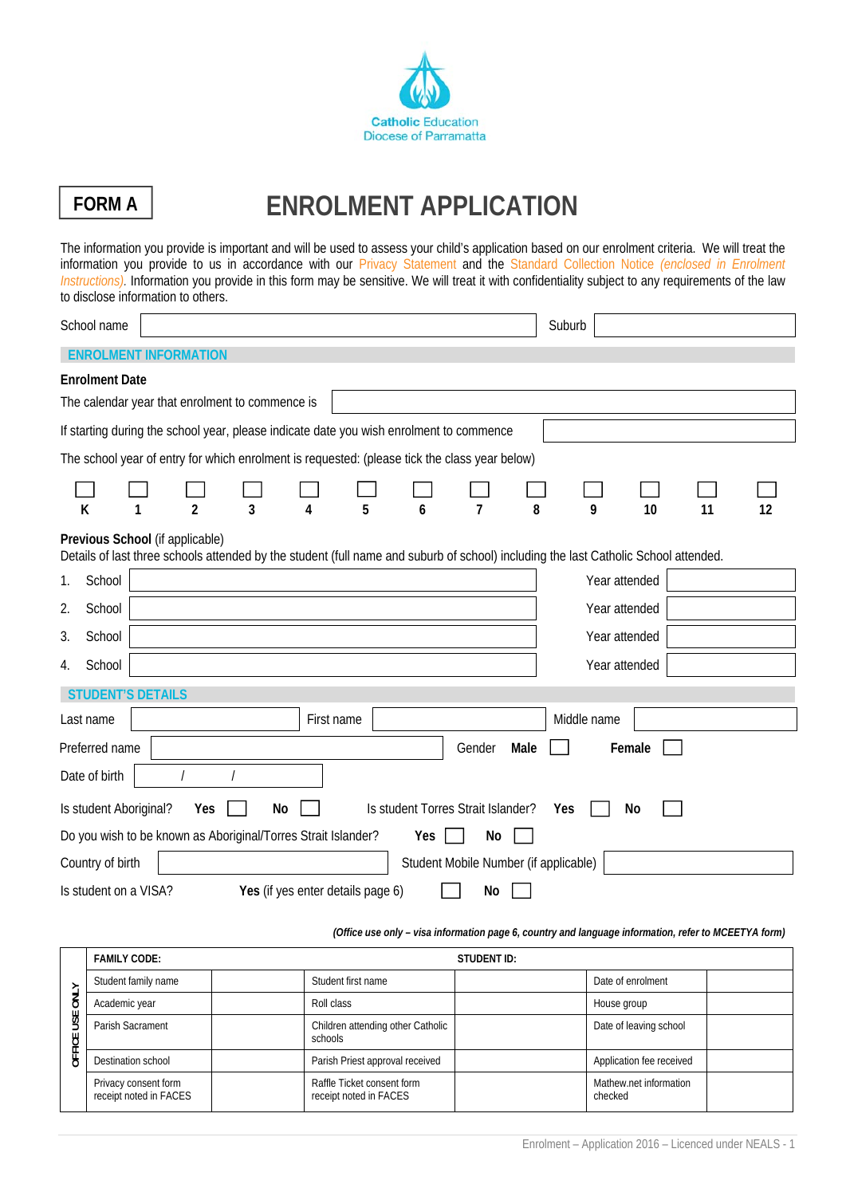Catholic Education
Diocese of Parramatta

**FORM A**

# ENROLMENT APPLICATION

The information you provide is important and will be used to assess your child's application based on our enrolment criteria. We will treat the information you provide to us in accordance with our Privacy Statement and the Standard Collection Notice *(enclosed in Enrolment Instructions)*. Information you provide in this form may be sensitive. We will treat it with confidentiality subject to any requirements of the law to disclose information to others.

School name ____________________ Suburb ____________________

## ENROLMENT INFORMATION

**Enrolment Date**

The calendar year that enrolment to commence is ____________________

If starting during the school year, please indicate date you wish enrolment to commence ____________________

The school year of entry for which enrolment is requested: (please tick the class year below)

| ☐ | ☐ | ☐ | ☐ | ☐ | ☐ | ☐ | ☐ | ☐ | ☐ | ☐ | ☐ | ☐ |
|---|---|---|---|---|---|---|---|---|---|---|---|---|
| **K** | **1** | **2** | **3** | **4** | **5** | **6** | **7** | **8** | **9** | **10** | **11** | **12** |

**Previous School** (if applicable)
Details of last three schools attended by the student (full name and suburb of school) including the last Catholic School attended.

1. School ____________________ Year attended __________
2. School ____________________ Year attended __________
3. School ____________________ Year attended __________
4. School ____________________ Year attended __________

## STUDENT'S DETAILS

Last name __________ First name __________ Middle name __________

Preferred name __________ Gender **Male** ☐ **Female** ☐

Date of birth ___ / ___ / ___

Is student Aboriginal? **Yes** ☐ **No** ☐ Is student Torres Strait Islander? **Yes** ☐ **No** ☐

Do you wish to be known as Aboriginal/Torres Strait Islander? **Yes** ☐ **No** ☐

Country of birth __________ Student Mobile Number (if applicable) __________

Is student on a VISA? **Yes** (if yes enter details page 6) ☐ **No** ☐

***(Office use only – visa information page 6, country and language information, refer to MCEETYA form)***

| OFFICE USE ONLY | **FAMILY CODE:** | | **STUDENT ID:** | | | |
|---|---|---|---|---|---|---|
| | Student family name | | Student first name | | Date of enrolment | |
| | Academic year | | Roll class | | House group | |
| | Parish Sacrament | | Children attending other Catholic schools | | Date of leaving school | |
| | Destination school | | Parish Priest approval received | | Application fee received | |
| | Privacy consent form receipt noted in FACES | | Raffle Ticket consent form receipt noted in FACES | | Mathew.net information checked | |

Enrolment – Application 2016 – Licenced under NEALS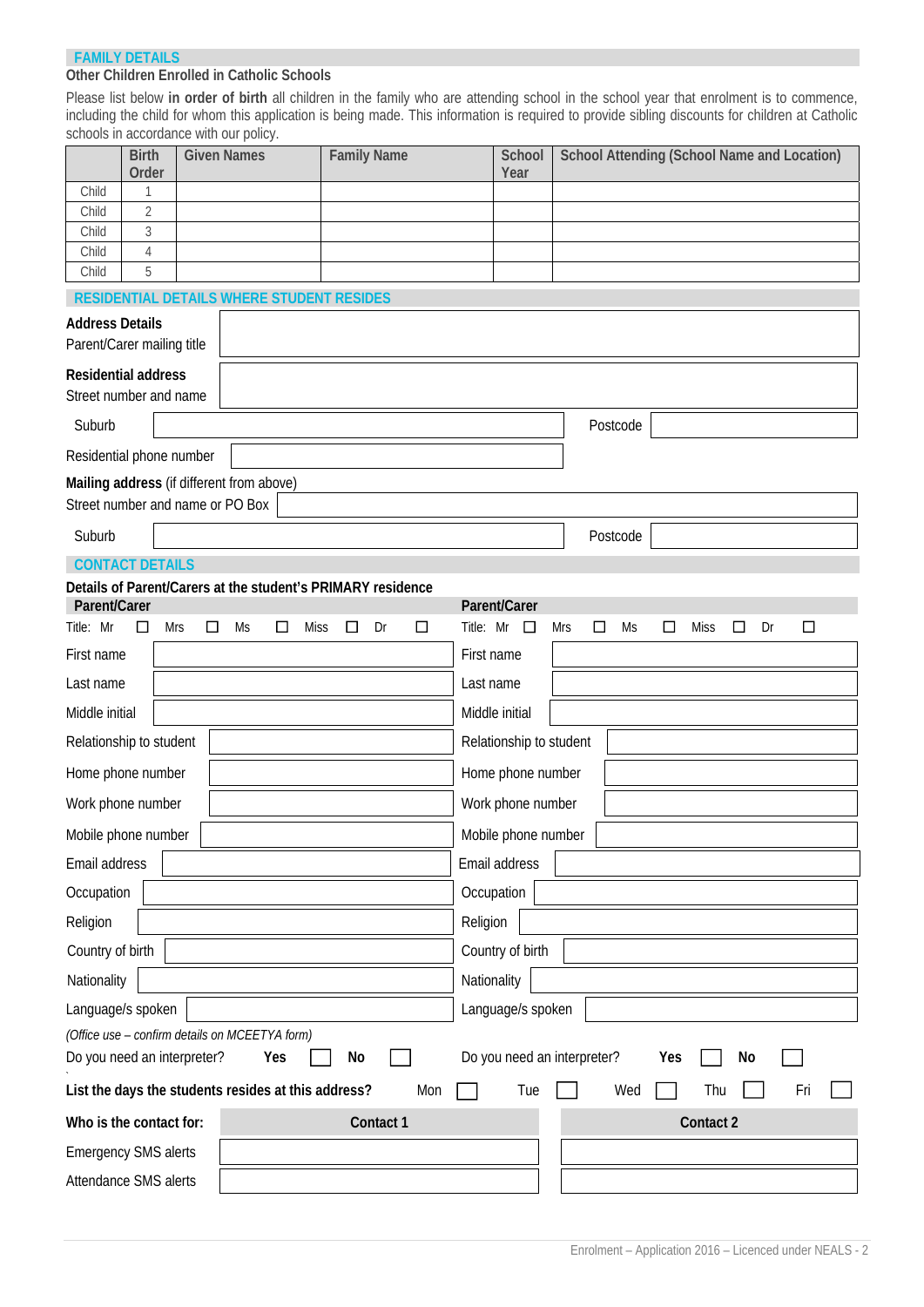## FAMILY DETAILS

**Other Children Enrolled in Catholic Schools**

Please list below **in order of birth** all children in the family who are attending school in the school year that enrolment is to commence, including the child for whom this application is being made. This information is required to provide sibling discounts for children at Catholic schools in accordance with our policy.

| | Birth Order | Given Names | Family Name | School Year | School Attending (School Name and Location) |
|---|---|---|---|---|---|
| Child | 1 | | | | |
| Child | 2 | | | | |
| Child | 3 | | | | |
| Child | 4 | | | | |
| Child | 5 | | | | |

## RESIDENTIAL DETAILS WHERE STUDENT RESIDES

**Address Details**
Parent/Carer mailing title

**Residential address**
Street number and name

Suburb　　　　Postcode

Residential phone number

**Mailing address** (if different from above)
Street number and name or PO Box

Suburb　　　　Postcode

## CONTACT DETAILS

**Details of Parent/Carers at the student's PRIMARY residence**

| Parent/Carer | Parent/Carer |
|---|---|
| Title: Mr ☐ Mrs ☐ Ms ☐ Miss ☐ Dr ☐ | Title: Mr ☐ Mrs ☐ Ms ☐ Miss ☐ Dr ☐ |
| First name | First name |
| Last name | Last name |
| Middle initial | Middle initial |
| Relationship to student | Relationship to student |
| Home phone number | Home phone number |
| Work phone number | Work phone number |
| Mobile phone number | Mobile phone number |
| Email address | Email address |
| Occupation | Occupation |
| Religion | Religion |
| Country of birth | Country of birth |
| Nationality | Nationality |
| Language/s spoken | Language/s spoken |
| *(Office use – confirm details on MCEETYA form)* | |
| Do you need an interpreter? **Yes** ☐ **No** ☐ | Do you need an interpreter? **Yes** ☐ **No** ☐ |

**List the days the students resides at this address?** Mon ☐ Tue ☐ Wed ☐ Thu ☐ Fri ☐

| **Who is the contact for:** | **Contact 1** | **Contact 2** |
|---|---|---|
| Emergency SMS alerts | | |
| Attendance SMS alerts | | |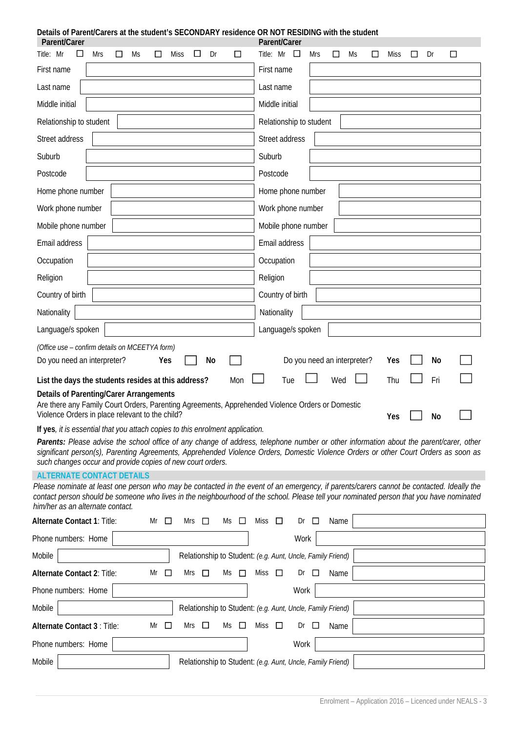**Details of Parent/Carers at the student's SECONDARY residence OR NOT RESIDING with the student**

| Parent/Carer | | Parent/Carer | |
|---|---|---|---|
| Title: Mr ☐ Mrs ☐ Ms ☐ Miss ☐ Dr ☐ | | Title: Mr ☐ Mrs ☐ Ms ☐ Miss ☐ Dr ☐ | |
| First name | | First name | |
| Last name | | Last name | |
| Middle initial | | Middle initial | |
| Relationship to student | | Relationship to student | |
| Street address | | Street address | |
| Suburb | | Suburb | |
| Postcode | | Postcode | |
| Home phone number | | Home phone number | |
| Work phone number | | Work phone number | |
| Mobile phone number | | Mobile phone number | |
| Email address | | Email address | |
| Occupation | | Occupation | |
| Religion | | Religion | |
| Country of birth | | Country of birth | |
| Nationality | | Nationality | |
| Language/s spoken | | Language/s spoken | |

*(Office use – confirm details on MCEETYA form)*

Do you need an interpreter? **Yes** ☐ **No** ☐ Do you need an interpreter? **Yes** ☐ **No** ☐

**List the days the students resides at this address?** Mon ☐ Tue ☐ Wed ☐ Thu ☐ Fri ☐

**Details of Parenting/Carer Arrangements**

Are there any Family Court Orders, Parenting Agreements, Apprehended Violence Orders or Domestic Violence Orders in place relevant to the child? **Yes** ☐ **No** ☐

**If yes**, *it is essential that you attach copies to this enrolment application.*

***Parents:*** *Please advise the school office of any change of address, telephone number or other information about the parent/carer, other significant person(s), Parenting Agreements, Apprehended Violence Orders, Domestic Violence Orders or other Court Orders as soon as such changes occur and provide copies of new court orders.*

## ALTERNATE CONTACT DETAILS

*Please nominate at least one person who may be contacted in the event of an emergency, if parents/carers cannot be contacted. Ideally the contact person should be someone who lives in the neighbourhood of the school. Please tell your nominated person that you have nominated him/her as an alternate contact.*

**Alternate Contact 1**: Title: Mr ☐ Mrs ☐ Ms ☐ Miss ☐ Dr ☐ Name

Phone numbers: Home Work

Mobile Relationship to Student: *(e.g. Aunt, Uncle, Family Friend)*

**Alternate Contact 2**: Title: Mr ☐ Mrs ☐ Ms ☐ Miss ☐ Dr ☐ Name

Phone numbers: Home Work

Mobile Relationship to Student: *(e.g. Aunt, Uncle, Family Friend)*

**Alternate Contact 3** : Title: Mr ☐ Mrs ☐ Ms ☐ Miss ☐ Dr ☐ Name

Phone numbers: Home Work

Mobile Relationship to Student: *(e.g. Aunt, Uncle, Family Friend)*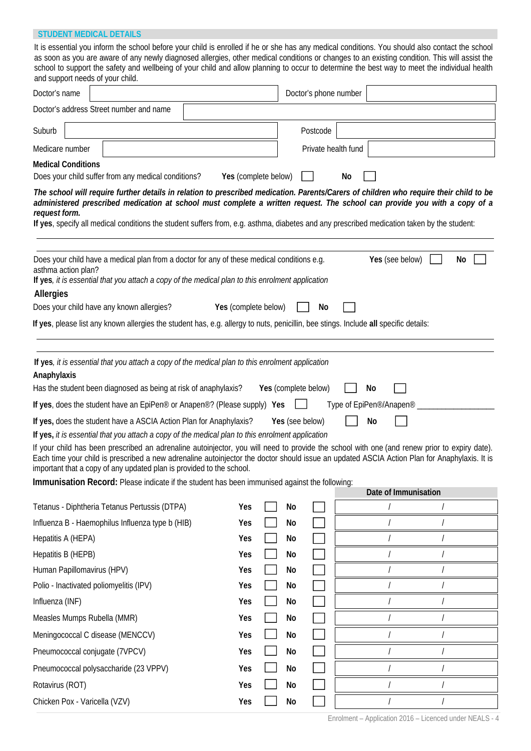## STUDENT MEDICAL DETAILS

It is essential you inform the school before your child is enrolled if he or she has any medical conditions. You should also contact the school as soon as you are aware of any newly diagnosed allergies, other medical conditions or changes to an existing condition. This will assist the school to support the safety and wellbeing of your child and allow planning to occur to determine the best way to meet the individual health and support needs of your child.

| | | | |
|---|---|---|---|
| Doctor's name | | Doctor's phone number | |
| Doctor's address Street number and name | | | |
| Suburb | | Postcode | |
| Medicare number | | Private health fund | |

### Medical Conditions

Does your child suffer from any medical conditions? **Yes** (complete below) ☐ **No** ☐

***The school will require further details in relation to prescribed medication. Parents/Carers of children who require their child to be administered prescribed medication at school must complete a written request. The school can provide you with a copy of a request form.***

**If yes**, specify all medical conditions the student suffers from, e.g. asthma, diabetes and any prescribed medication taken by the student:

_______________________________________________

_______________________________________________

Does your child have a medical plan from a doctor for any of these medical conditions e.g. asthma action plan? **Yes** (see below) ☐ **No** ☐

**If yes**, *it is essential that you attach a copy of the medical plan to this enrolment application*

### Allergies

Does your child have any known allergies? **Yes** (complete below) ☐ **No** ☐

**If yes**, please list any known allergies the student has, e.g. allergy to nuts, penicillin, bee stings. Include **all** specific details:

_______________________________________________

_______________________________________________

**If yes**, *it is essential that you attach a copy of the medical plan to this enrolment application*

### Anaphylaxis

Has the student been diagnosed as being at risk of anaphylaxis? **Yes** (complete below) ☐ **No** ☐

**If yes**, does the student have an EpiPen® or Anapen®? (Please supply) **Yes** ☐ Type of EpiPen®/Anapen® ____________________

**If yes,** does the student have a ASCIA Action Plan for Anaphylaxis? **Yes** (see below) ☐ **No** ☐

**If yes,** *it is essential that you attach a copy of the medical plan to this enrolment application*

If your child has been prescribed an adrenaline autoinjector, you will need to provide the school with one (and renew prior to expiry date). Each time your child is prescribed a new adrenaline autoinjector the doctor should issue an updated ASCIA Action Plan for Anaphylaxis. It is important that a copy of any updated plan is provided to the school.

**Immunisation Record:** Please indicate if the student has been immunised against the following:

| | Yes | No | Date of Immunisation |
|---|---|---|---|
| Tetanus - Diphtheria Tetanus Pertussis (DTPA) | ☐ | ☐ | / / |
| Influenza B - Haemophilus Influenza type b (HIB) | ☐ | ☐ | / / |
| Hepatitis A (HEPA) | ☐ | ☐ | / / |
| Hepatitis B (HEPB) | ☐ | ☐ | / / |
| Human Papillomavirus (HPV) | ☐ | ☐ | / / |
| Polio - Inactivated poliomyelitis (IPV) | ☐ | ☐ | / / |
| Influenza (INF) | ☐ | ☐ | / / |
| Measles Mumps Rubella (MMR) | ☐ | ☐ | / / |
| Meningococcal C disease (MENCCV) | ☐ | ☐ | / / |
| Pneumococcal conjugate (7VPCV) | ☐ | ☐ | / / |
| Pneumococcal polysaccharide (23 VPPV) | ☐ | ☐ | / / |
| Rotavirus (ROT) | ☐ | ☐ | / / |
| Chicken Pox - Varicella (VZV) | ☐ | ☐ | / / |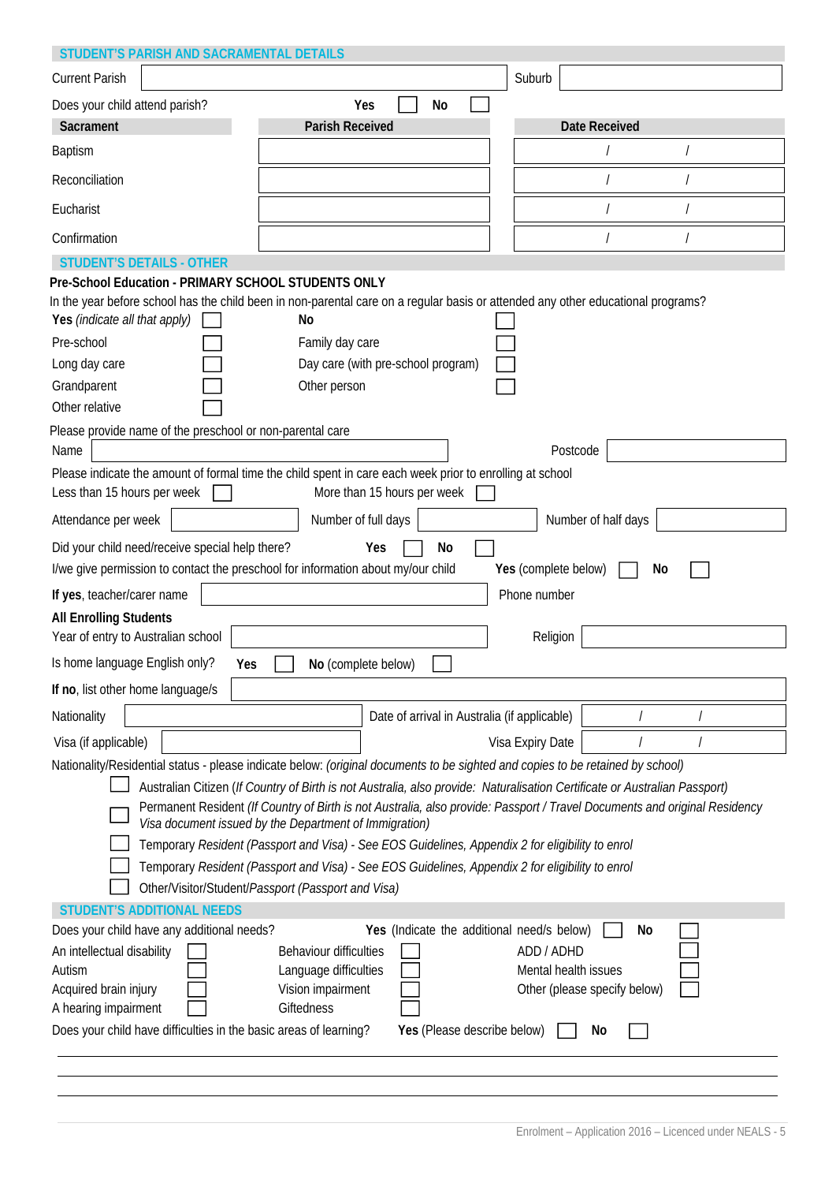## STUDENT'S PARISH AND SACRAMENTAL DETAILS

Current Parish ____________________ Suburb ____________________

Does your child attend parish? **Yes** ☐ **No** ☐

| Sacrament | Parish Received | Date Received |
|---|---|---|
| Baptism | | / / |
| Reconciliation | | / / |
| Eucharist | | / / |
| Confirmation | | / / |

## STUDENT'S DETAILS - OTHER

**Pre-School Education - PRIMARY SCHOOL STUDENTS ONLY**

In the year before school has the child been in non-parental care on a regular basis or attended any other educational programs?

**Yes** *(indicate all that apply)* ☐ **No** ☐

- Pre-school ☐
- Long day care ☐
- Grandparent ☐
- Other relative ☐
- Family day care ☐
- Day care (with pre-school program) ☐
- Other person ☐

Please provide name of the preschool or non-parental care

Name ____________________ Postcode ____________________

Please indicate the amount of formal time the child spent in care each week prior to enrolling at school

Less than 15 hours per week ☐ More than 15 hours per week ☐

Attendance per week ____________ Number of full days ____________ Number of half days ____________

Did your child need/receive special help there? **Yes** ☐ **No** ☐

I/we give permission to contact the preschool for information about my/our child **Yes** (complete below) ☐ **No** ☐

**If yes**, teacher/carer name ____________________ Phone number ____________________

**All Enrolling Students**

Year of entry to Australian school ____________________ Religion ____________________

Is home language English only? **Yes** ☐ **No** (complete below) ☐

**If no**, list other home language/s ____________________

Nationality ____________________ Date of arrival in Australia (if applicable) / /

Visa (if applicable) ____________________ Visa Expiry Date / /

Nationality/Residential status - please indicate below: *(original documents to be sighted and copies to be retained by school)*

☐ Australian Citizen (*If Country of Birth is not Australia, also provide: Naturalisation Certificate or Australian Passport)*

☐ Permanent Resident *(If Country of Birth is not Australia, also provide: Passport / Travel Documents and original Residency Visa document issued by the Department of Immigration)*

☐ Temporary *Resident (Passport and Visa) - See EOS Guidelines, Appendix 2 for eligibility to enrol*

☐ Temporary *Resident (Passport and Visa) - See EOS Guidelines, Appendix 2 for eligibility to enrol*

☐ Other/Visitor/Student/*Passport (Passport and Visa)*

## STUDENT'S ADDITIONAL NEEDS

Does your child have any additional needs? **Yes** (Indicate the additional need/s below) ☐ **No** ☐

- An intellectual disability ☐
- Autism ☐
- Acquired brain injury ☐
- A hearing impairment ☐
- Behaviour difficulties ☐
- Language difficulties ☐
- Vision impairment ☐
- Giftedness ☐
- ADD / ADHD ☐
- Mental health issues ☐
- Other (please specify below) ☐

Does your child have difficulties in the basic areas of learning? **Yes** (Please describe below) ☐ **No** ☐

____________________________________________________________

____________________________________________________________

____________________________________________________________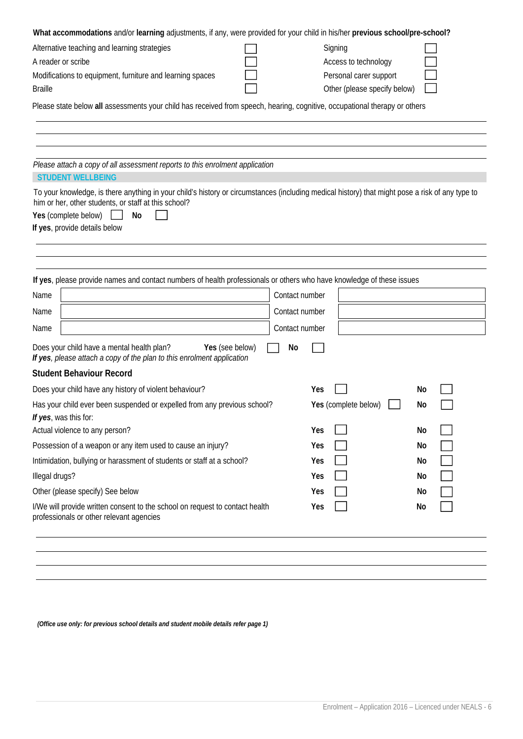**What accommodations** and/or **learning** adjustments, if any, were provided for your child in his/her **previous school/pre-school?**

| | | | |
|---|---|---|---|
| Alternative teaching and learning strategies | ☐ | Signing | ☐ |
| A reader or scribe | ☐ | Access to technology | ☐ |
| Modifications to equipment, furniture and learning spaces | ☐ | Personal carer support | ☐ |
| Braille | ☐ | Other (please specify below) | ☐ |

Please state below **all** assessments your child has received from speech, hearing, cognitive, occupational therapy or others

\_\_\_\_\_\_\_\_\_\_\_\_\_\_\_\_\_\_\_\_\_\_\_\_\_\_\_\_\_\_\_\_\_\_\_\_\_\_\_\_\_\_\_\_\_\_\_\_\_\_\_\_\_\_\_\_\_\_\_\_\_\_\_\_\_\_\_\_\_\_\_\_\_\_

\_\_\_\_\_\_\_\_\_\_\_\_\_\_\_\_\_\_\_\_\_\_\_\_\_\_\_\_\_\_\_\_\_\_\_\_\_\_\_\_\_\_\_\_\_\_\_\_\_\_\_\_\_\_\_\_\_\_\_\_\_\_\_\_\_\_\_\_\_\_\_\_\_\_

\_\_\_\_\_\_\_\_\_\_\_\_\_\_\_\_\_\_\_\_\_\_\_\_\_\_\_\_\_\_\_\_\_\_\_\_\_\_\_\_\_\_\_\_\_\_\_\_\_\_\_\_\_\_\_\_\_\_\_\_\_\_\_\_\_\_\_\_\_\_\_\_\_\_

\_\_\_\_\_\_\_\_\_\_\_\_\_\_\_\_\_\_\_\_\_\_\_\_\_\_\_\_\_\_\_\_\_\_\_\_\_\_\_\_\_\_\_\_\_\_\_\_\_\_\_\_\_\_\_\_\_\_\_\_\_\_\_\_\_\_\_\_\_\_\_\_\_\_

*Please attach a copy of all assessment reports to this enrolment application*

## STUDENT WELLBEING

To your knowledge, is there anything in your child's history or circumstances (including medical history) that might pose a risk of any type to him or her, other students, or staff at this school?

**Yes** (complete below) ☐ **No** ☐

**If yes**, provide details below

\_\_\_\_\_\_\_\_\_\_\_\_\_\_\_\_\_\_\_\_\_\_\_\_\_\_\_\_\_\_\_\_\_\_\_\_\_\_\_\_\_\_\_\_\_\_\_\_\_\_\_\_\_\_\_\_\_\_\_\_\_\_\_\_\_\_\_\_\_\_\_\_\_\_

\_\_\_\_\_\_\_\_\_\_\_\_\_\_\_\_\_\_\_\_\_\_\_\_\_\_\_\_\_\_\_\_\_\_\_\_\_\_\_\_\_\_\_\_\_\_\_\_\_\_\_\_\_\_\_\_\_\_\_\_\_\_\_\_\_\_\_\_\_\_\_\_\_\_

\_\_\_\_\_\_\_\_\_\_\_\_\_\_\_\_\_\_\_\_\_\_\_\_\_\_\_\_\_\_\_\_\_\_\_\_\_\_\_\_\_\_\_\_\_\_\_\_\_\_\_\_\_\_\_\_\_\_\_\_\_\_\_\_\_\_\_\_\_\_\_\_\_\_

**If yes**, please provide names and contact numbers of health professionals or others who have knowledge of these issues

| | | | |
|---|---|---|---|
| Name | | Contact number | |
| Name | | Contact number | |
| Name | | Contact number | |

Does your child have a mental health plan? **Yes** (see below) ☐ **No** ☐

***If yes**, please attach a copy of the plan to this enrolment application*

### Student Behaviour Record

| | | |
|---|---|---|
| Does your child have any history of violent behaviour? | **Yes** ☐ | **No** ☐ |
| Has your child ever been suspended or expelled from any previous school? | **Yes** (complete below) ☐ | **No** ☐ |
| ***If yes**, was this for:* | | |
| Actual violence to any person? | **Yes** ☐ | **No** ☐ |
| Possession of a weapon or any item used to cause an injury? | **Yes** ☐ | **No** ☐ |
| Intimidation, bullying or harassment of students or staff at a school? | **Yes** ☐ | **No** ☐ |
| Illegal drugs? | **Yes** ☐ | **No** ☐ |
| Other (please specify) See below | **Yes** ☐ | **No** ☐ |
| I/We will provide written consent to the school on request to contact health professionals or other relevant agencies | **Yes** ☐ | **No** ☐ |

\_\_\_\_\_\_\_\_\_\_\_\_\_\_\_\_\_\_\_\_\_\_\_\_\_\_\_\_\_\_\_\_\_\_\_\_\_\_\_\_\_\_\_\_\_\_\_\_\_\_\_\_\_\_\_\_\_\_\_\_\_\_\_\_\_\_\_\_\_\_\_\_\_\_

\_\_\_\_\_\_\_\_\_\_\_\_\_\_\_\_\_\_\_\_\_\_\_\_\_\_\_\_\_\_\_\_\_\_\_\_\_\_\_\_\_\_\_\_\_\_\_\_\_\_\_\_\_\_\_\_\_\_\_\_\_\_\_\_\_\_\_\_\_\_\_\_\_\_

\_\_\_\_\_\_\_\_\_\_\_\_\_\_\_\_\_\_\_\_\_\_\_\_\_\_\_\_\_\_\_\_\_\_\_\_\_\_\_\_\_\_\_\_\_\_\_\_\_\_\_\_\_\_\_\_\_\_\_\_\_\_\_\_\_\_\_\_\_\_\_\_\_\_

\_\_\_\_\_\_\_\_\_\_\_\_\_\_\_\_\_\_\_\_\_\_\_\_\_\_\_\_\_\_\_\_\_\_\_\_\_\_\_\_\_\_\_\_\_\_\_\_\_\_\_\_\_\_\_\_\_\_\_\_\_\_\_\_\_\_\_\_\_\_\_\_\_\_

***(Office use only: for previous school details and student mobile details refer page 1)***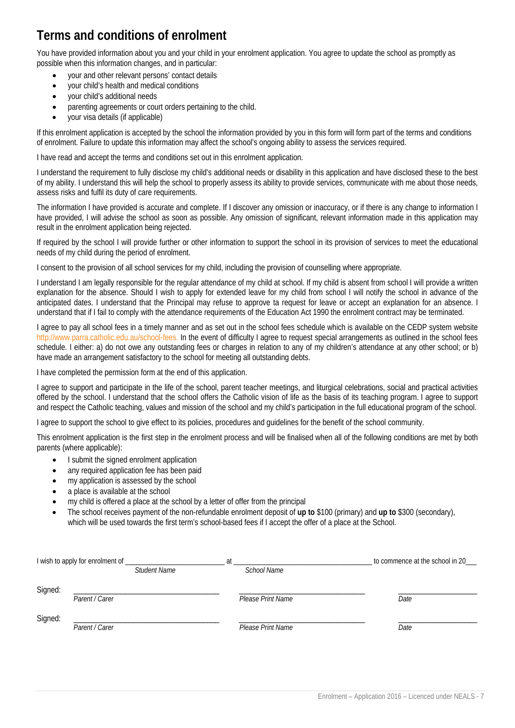# Terms and conditions of enrolment

You have provided information about you and your child in your enrolment application. You agree to update the school as promptly as possible when this information changes, and in particular:

- your and other relevant persons' contact details
- your child's health and medical conditions
- your child's additional needs
- parenting agreements or court orders pertaining to the child.
- your visa details (if applicable)

If this enrolment application is accepted by the school the information provided by you in this form will form part of the terms and conditions of enrolment. Failure to update this information may affect the school's ongoing ability to assess the services required.

I have read and accept the terms and conditions set out in this enrolment application.

I understand the requirement to fully disclose my child's additional needs or disability in this application and have disclosed these to the best of my ability. I understand this will help the school to properly assess its ability to provide services, communicate with me about those needs, assess risks and fulfil its duty of care requirements.

The information I have provided is accurate and complete. If I discover any omission or inaccuracy, or if there is any change to information I have provided, I will advise the school as soon as possible. Any omission of significant, relevant information made in this application may result in the enrolment application being rejected.

If required by the school I will provide further or other information to support the school in its provision of services to meet the educational needs of my child during the period of enrolment.

I consent to the provision of all school services for my child, including the provision of counselling where appropriate.

I understand I am legally responsible for the regular attendance of my child at school. If my child is absent from school I will provide a written explanation for the absence. Should I wish to apply for extended leave for my child from school I will notify the school in advance of the anticipated dates. I understand that the Principal may refuse to approve ta request for leave or accept an explanation for an absence. I understand that if I fail to comply with the attendance requirements of the Education Act 1990 the enrolment contract may be terminated.

I agree to pay all school fees in a timely manner and as set out in the school fees schedule which is available on the CEDP system website http://www.parra.catholic.edu.au/school-fees. In the event of difficulty I agree to request special arrangements as outlined in the school fees schedule. I either: a) do not owe any outstanding fees or charges in relation to any of my children's attendance at any other school; or b) have made an arrangement satisfactory to the school for meeting all outstanding debts.

I have completed the permission form at the end of this application.

I agree to support and participate in the life of the school, parent teacher meetings, and liturgical celebrations, social and practical activities offered by the school. I understand that the school offers the Catholic vision of life as the basis of its teaching program. I agree to support and respect the Catholic teaching, values and mission of the school and my child's participation in the full educational program of the school.

I agree to support the school to give effect to its policies, procedures and guidelines for the benefit of the school community.

This enrolment application is the first step in the enrolment process and will be finalised when all of the following conditions are met by both parents (where applicable):

- I submit the signed enrolment application
- any required application fee has been paid
- my application is assessed by the school
- a place is available at the school
- my child is offered a place at the school by a letter of offer from the principal
- The school receives payment of the non-refundable enrolment deposit of **up to** $100 (primary) and **up to** $300 (secondary), which will be used towards the first term's school-based fees if I accept the offer of a place at the School.

I wish to apply for enrolment of ______________________ at ______________________ to commence at the school in 20___

*Student Name* *School Name*

Signed: ______________________ ______________________ ______________________

*Parent / Carer* *Please Print Name* *Date*

Signed: ______________________ ______________________ ______________________

*Parent / Carer* *Please Print Name* *Date*